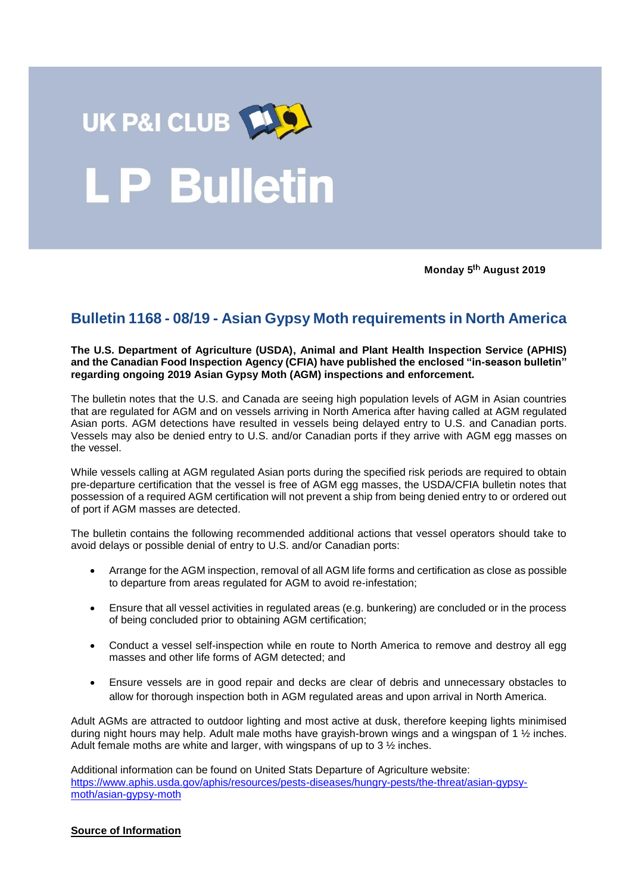# UK P&I CLUB

# LP Bulletin

**Monday 5th August 2019**

## Bulletin 1168 - 08/19 - Asian Gypsy Moth requirements in North America

**The U.S. Department of Agriculture (USDA), Animal and Plant Health Inspection Service (APHIS) and the Canadian Food Inspection Agency (CFIA) have published the enclosed "in-season bulletin" regarding ongoing 2019 Asian Gypsy Moth (AGM) inspections and enforcement.**

The bulletin notes that the U.S. and Canada are seeing high population levels of AGM in Asian countries that are regulated for AGM and on vessels arriving in North America after having called at AGM regulated Asian ports. AGM detections have resulted in vessels being delayed entry to U.S. and Canadian ports. Vessels may also be denied entry to U.S. and/or Canadian ports if they arrive with AGM egg masses on the vessel.

While vessels calling at AGM regulated Asian ports during the specified risk periods are required to obtain pre-departure certification that the vessel is free of AGM egg masses, the USDA/CFIA bulletin notes that possession of a required AGM certification will not prevent a ship from being denied entry to or ordered out of port if AGM masses are detected.

The bulletin contains the following recommended additional actions that vessel operators should take to avoid delays or possible denial of entry to U.S. and/or Canadian ports:

- Arrange for the AGM inspection, removal of all AGM life forms and certification as close as possible to departure from areas regulated for AGM to avoid re-infestation;
- Ensure that all vessel activities in regulated areas (e.g. bunkering) are concluded or in the process of being concluded prior to obtaining AGM certification;
- Conduct a vessel self-inspection while en route to North America to remove and destroy all egg masses and other life forms of AGM detected; and
- Ensure vessels are in good repair and decks are clear of debris and unnecessary obstacles to allow for thorough inspection both in AGM regulated areas and upon arrival in North America.

Adult AGMs are attracted to outdoor lighting and most active at dusk, therefore keeping lights minimised during night hours may help. Adult male moths have grayish-brown wings and a wingspan of 1 ½ inches. Adult female moths are white and larger, with wingspans of up to 3 ½ inches.

Additional information can be found on United Stats Departure of Agriculture website:
https://www.aphis.usda.gov/aphis/resources/pests-diseases/hungry-pests/the-threat/asian-gypsy-moth/asian-gypsy-moth

**Source of Information**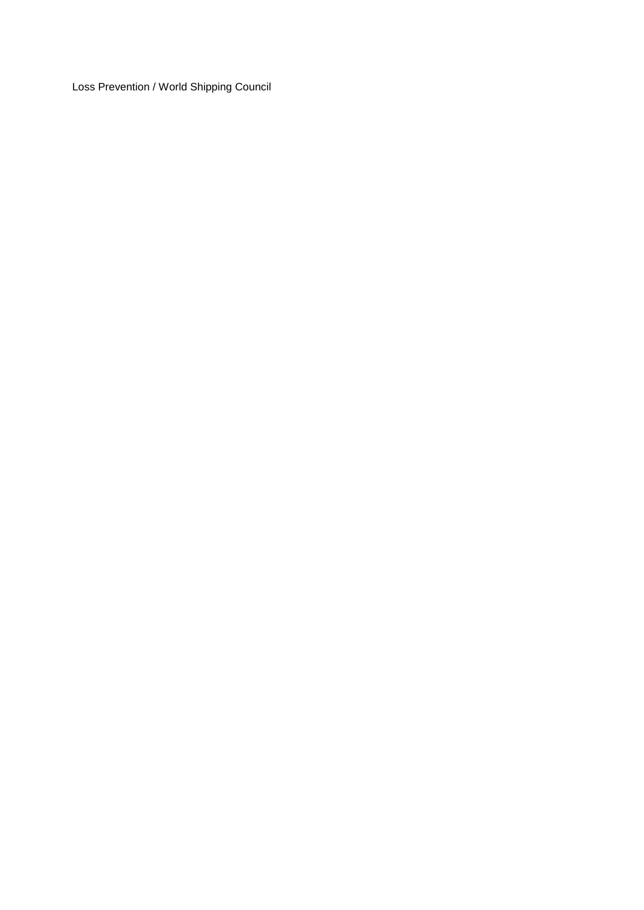Loss Prevention / World Shipping Council